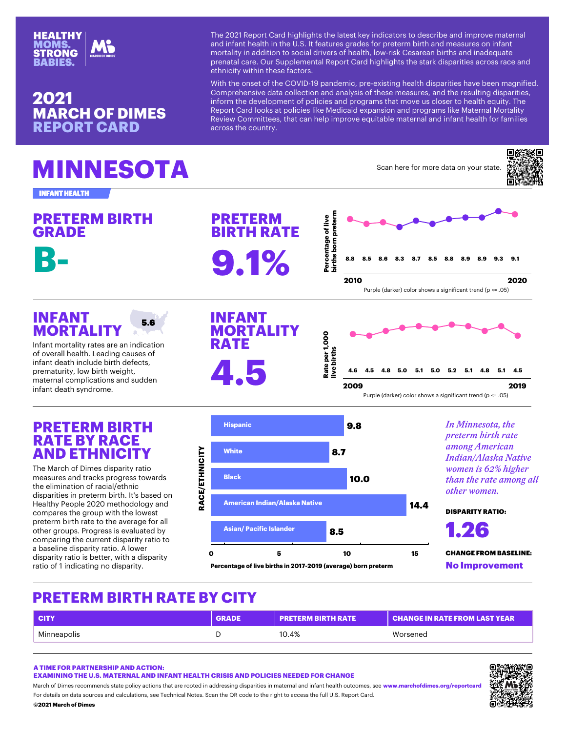# HEALTHY MOMS. STRONG BABIES.

# 2021 MARCH OF DIMES REPORT CARD

The 2021 Report Card highlights the latest key indicators to describe and improve maternal and infant health in the U.S. It features grades for preterm birth and measures on infant mortality in addition to social drivers of health, low-risk Cesarean births and inadequate prenatal care. Our Supplemental Report Card highlights the stark disparities across race and ethnicity within these factors.

With the onset of the COVID-19 pandemic, pre-existing health disparities have been magnified. Comprehensive data collection and analysis of these measures, and the resulting disparities, inform the development of policies and programs that move us closer to health equity. The Report Card looks at policies like Medicaid expansion and programs like Maternal Mortality Review Committees, that can help improve equitable maternal and infant health for families across the country.

# MINNESOTA

Scan here for more data on your state.

**INFANT HEALTH**

## PRETERM BIRTH GRADE

**B-**

## PRETERM BIRTH RATE

**9.1%**

Percentage of live births born preterm

| 2010 | | | | | | | | | | 2020 |
|---|---|---|---|---|---|---|---|---|---|---|
| 8.8 | 8.5 | 8.6 | 8.3 | 8.7 | 8.5 | 8.8 | 8.9 | 8.9 | 9.3 | 9.1 |

Purple (darker) color shows a significant trend (p <= .05)

## INFANT MORTALITY

5.6

Infant mortality rates are an indication of overall health. Leading causes of infant death include birth defects, prematurity, low birth weight, maternal complications and sudden infant death syndrome.

## INFANT MORTALITY RATE

**4.5**

Rate per 1,000 live births

| 2009 | | | | | | | | | | 2019 |
|---|---|---|---|---|---|---|---|---|---|---|
| 4.6 | 4.5 | 4.8 | 5.0 | 5.1 | 5.0 | 5.2 | 5.1 | 4.8 | 5.1 | 4.5 |

Purple (darker) color shows a significant trend (p <= .05)

## PRETERM BIRTH RATE BY RACE AND ETHNICITY

The March of Dimes disparity ratio measures and tracks progress towards the elimination of racial/ethnic disparities in preterm birth. It's based on Healthy People 2020 methodology and compares the group with the lowest preterm birth rate to the average for all other groups. Progress is evaluated by comparing the current disparity ratio to a baseline disparity ratio. A lower disparity ratio is better, with a disparity ratio of 1 indicating no disparity.

| Race/Ethnicity | Percentage of live births in 2017-2019 (average) born preterm |
|---|---|
| Hispanic | 9.8 |
| White | 8.7 |
| Black | 10.0 |
| American Indian/Alaska Native | 14.4 |
| Asian/ Pacific Islander | 8.5 |

*In Minnesota, the preterm birth rate among American Indian/Alaska Native women is 62% higher than the rate among all other women.*

**DISPARITY RATIO:** 1.26

**CHANGE FROM BASELINE:** No Improvement

## PRETERM BIRTH RATE BY CITY

| CITY | GRADE | PRETERM BIRTH RATE | CHANGE IN RATE FROM LAST YEAR |
|---|---|---|---|
| Minneapolis | D | 10.4% | Worsened |

**A TIME FOR PARTNERSHIP AND ACTION: EXAMINING THE U.S. MATERNAL AND INFANT HEALTH CRISIS AND POLICIES NEEDED FOR CHANGE**

March of Dimes recommends state policy actions that are rooted in addressing disparities in maternal and infant health outcomes, see **www.marchofdimes.org/reportcard**

For details on data sources and calculations, see Technical Notes. Scan the QR code to the right to access the full U.S. Report Card.

©2021 March of Dimes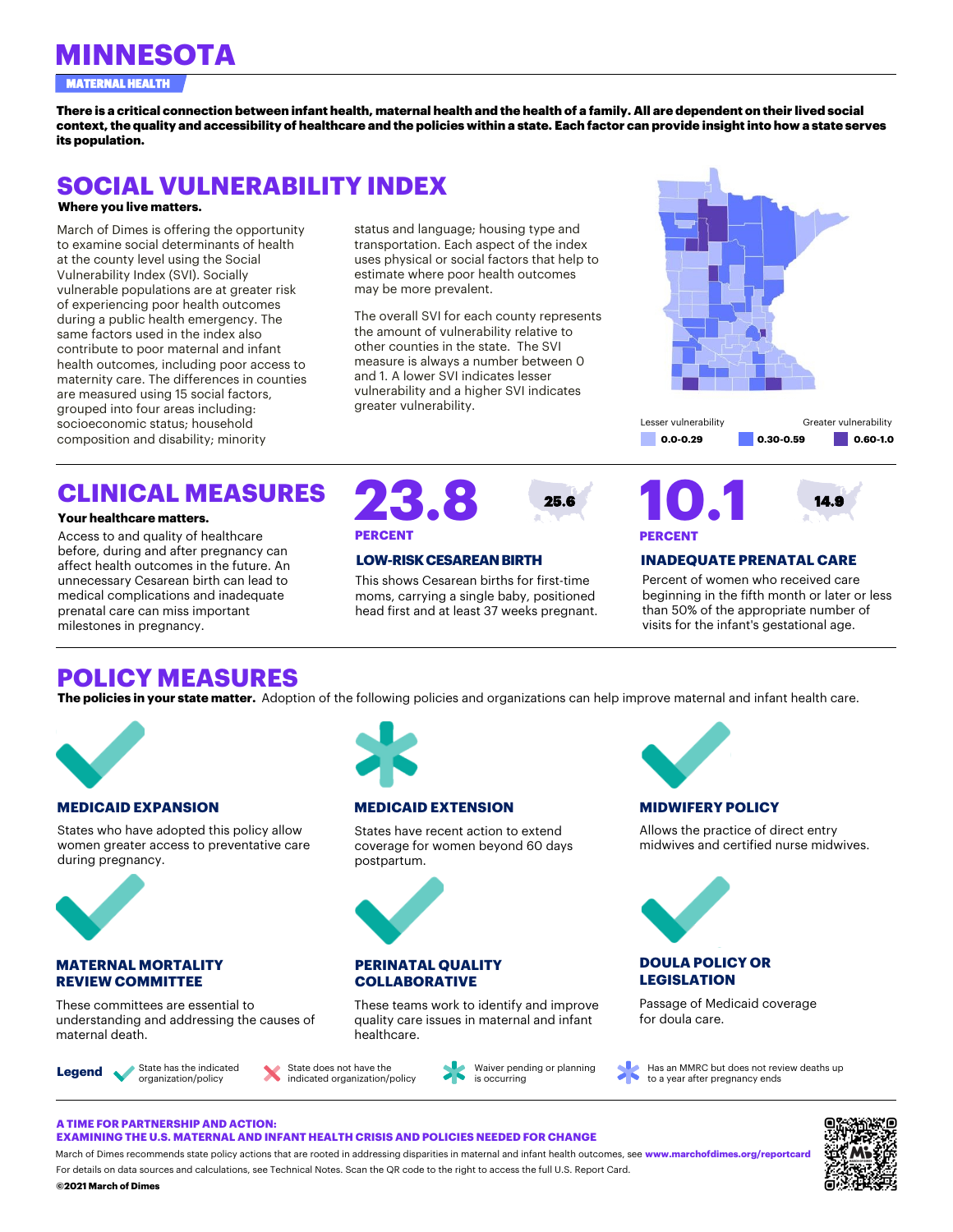# MINNESOTA

MATERNAL HEALTH

**There is a critical connection between infant health, maternal health and the health of a family. All are dependent on their lived social context, the quality and accessibility of healthcare and the policies within a state. Each factor can provide insight into how a state serves its population.**

## SOCIAL VULNERABILITY INDEX

**Where you live matters.**

March of Dimes is offering the opportunity to examine social determinants of health at the county level using the Social Vulnerability Index (SVI). Socially vulnerable populations are at greater risk of experiencing poor health outcomes during a public health emergency. The same factors used in the index also contribute to poor maternal and infant health outcomes, including poor access to maternity care. The differences in counties are measured using 15 social factors, grouped into four areas including: socioeconomic status; household composition and disability; minority status and language; housing type and transportation. Each aspect of the index uses physical or social factors that help to estimate where poor health outcomes may be more prevalent.

The overall SVI for each county represents the amount of vulnerability relative to other counties in the state. The SVI measure is always a number between 0 and 1. A lower SVI indicates lesser vulnerability and a higher SVI indicates greater vulnerability.

Lesser vulnerability
Greater vulnerability
0.0-0.29
0.30-0.59
0.60-1.0

## CLINICAL MEASURES

**Your healthcare matters.**

Access to and quality of healthcare before, during and after pregnancy can affect health outcomes in the future. An unnecessary Cesarean birth can lead to medical complications and inadequate prenatal care can miss important milestones in pregnancy.

**23.8** PERCENT

25.6

### LOW-RISK CESAREAN BIRTH

This shows Cesarean births for first-time moms, carrying a single baby, positioned head first and at least 37 weeks pregnant.

**10.1** PERCENT

14.9

### INADEQUATE PRENATAL CARE

Percent of women who received care beginning in the fifth month or later or less than 50% of the appropriate number of visits for the infant's gestational age.

## POLICY MEASURES

**The policies in your state matter.** Adoption of the following policies and organizations can help improve maternal and infant health care.

### MEDICAID EXPANSION

States who have adopted this policy allow women greater access to preventative care during pregnancy.

### MEDICAID EXTENSION

States have recent action to extend coverage for women beyond 60 days postpartum.

### MIDWIFERY POLICY

Allows the practice of direct entry midwives and certified nurse midwives.

### MATERNAL MORTALITY REVIEW COMMITTEE

These committees are essential to understanding and addressing the causes of maternal death.

### PERINATAL QUALITY COLLABORATIVE

These teams work to identify and improve quality care issues in maternal and infant healthcare.

### DOULA POLICY OR LEGISLATION

Passage of Medicaid coverage for doula care.

**Legend**
- State has the indicated organization/policy
- State does not have the indicated organization/policy
- Waiver pending or planning is occurring
- Has an MMRC but does not review deaths up to a year after pregnancy ends

**A TIME FOR PARTNERSHIP AND ACTION:**
**EXAMINING THE U.S. MATERNAL AND INFANT HEALTH CRISIS AND POLICIES NEEDED FOR CHANGE**

March of Dimes recommends state policy actions that are rooted in addressing disparities in maternal and infant health outcomes, see **www.marchofdimes.org/reportcard**

For details on data sources and calculations, see Technical Notes. Scan the QR code to the right to access the full U.S. Report Card.

**©2021 March of Dimes**